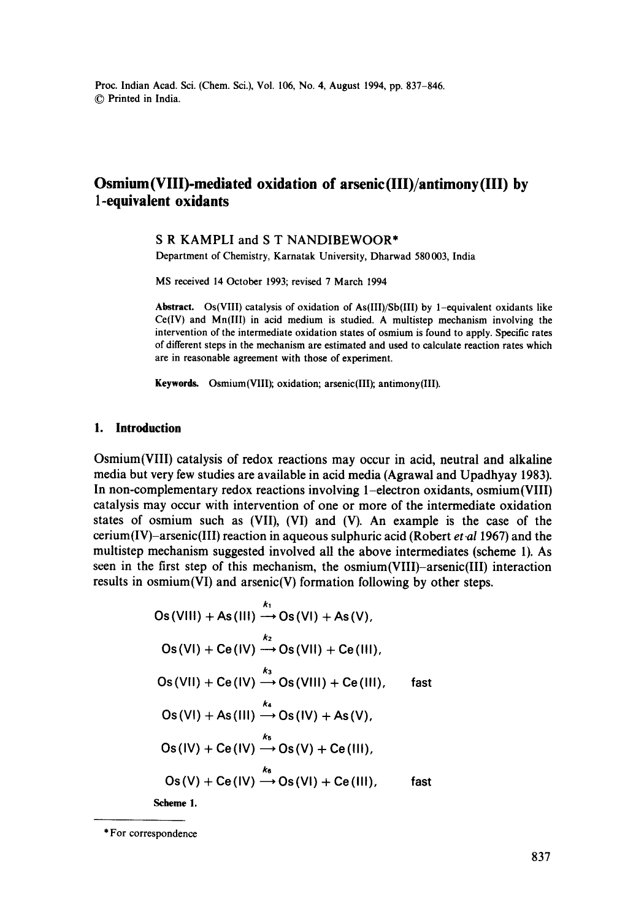# Osmium(VIII)-mediated oxidation of arsenic(III)/antimony(III) by 1-equivalent oxidants

S R KAMPLI and S T NANDIBEWOOR*

Department of Chemistry, Karnatak University, Dharwad 580003, India

MS received 14 October 1993; revised 7 March 1994

**Abstract.** Os(VIII) catalysis of oxidation of As(III)/Sb(III) by 1–equivalent oxidants like Ce(IV) and Mn(III) in acid medium is studied. A multistep mechanism involving the intervention of the intermediate oxidation states of osmium is found to apply. Specific rates of different steps in the mechanism are estimated and used to calculate reaction rates which are in reasonable agreement with those of experiment.

**Keywords.** Osmium(VIII); oxidation; arsenic(III); antimony(III).

## 1. Introduction

Osmium(VIII) catalysis of redox reactions may occur in acid, neutral and alkaline media but very few studies are available in acid media (Agrawal and Upadhyay 1983). In non-complementary redox reactions involving 1–electron oxidants, osmium(VIII) catalysis may occur with intervention of one or more of the intermediate oxidation states of osmium such as (VII), (VI) and (V). An example is the case of the cerium(IV)–arsenic(III) reaction in aqueous sulphuric acid (Robert *et al* 1967) and the multistep mechanism suggested involved all the above intermediates (scheme 1). As seen in the first step of this mechanism, the osmium(VIII)–arsenic(III) interaction results in osmium(VI) and arsenic(V) formation following by other steps.

$$\mathrm{Os(VIII) + As(III) \xrightarrow{k_1} Os(VI) + As(V)},$$

$$\mathrm{Os(VI) + Ce(IV) \xrightarrow{k_2} Os(VII) + Ce(III)},$$

$$\mathrm{Os(VII) + Ce(IV) \xrightarrow{k_3} Os(VIII) + Ce(III)}, \quad \text{fast}$$

$$\mathrm{Os(VI) + As(III) \xrightarrow{k_4} Os(IV) + As(V)},$$

$$\mathrm{Os(IV) + Ce(IV) \xrightarrow{k_5} Os(V) + Ce(III)},$$

$$\mathrm{Os(V) + Ce(IV) \xrightarrow{k_6} Os(VI) + Ce(III)}, \quad \text{fast}$$

**Scheme 1.**

---

*For correspondence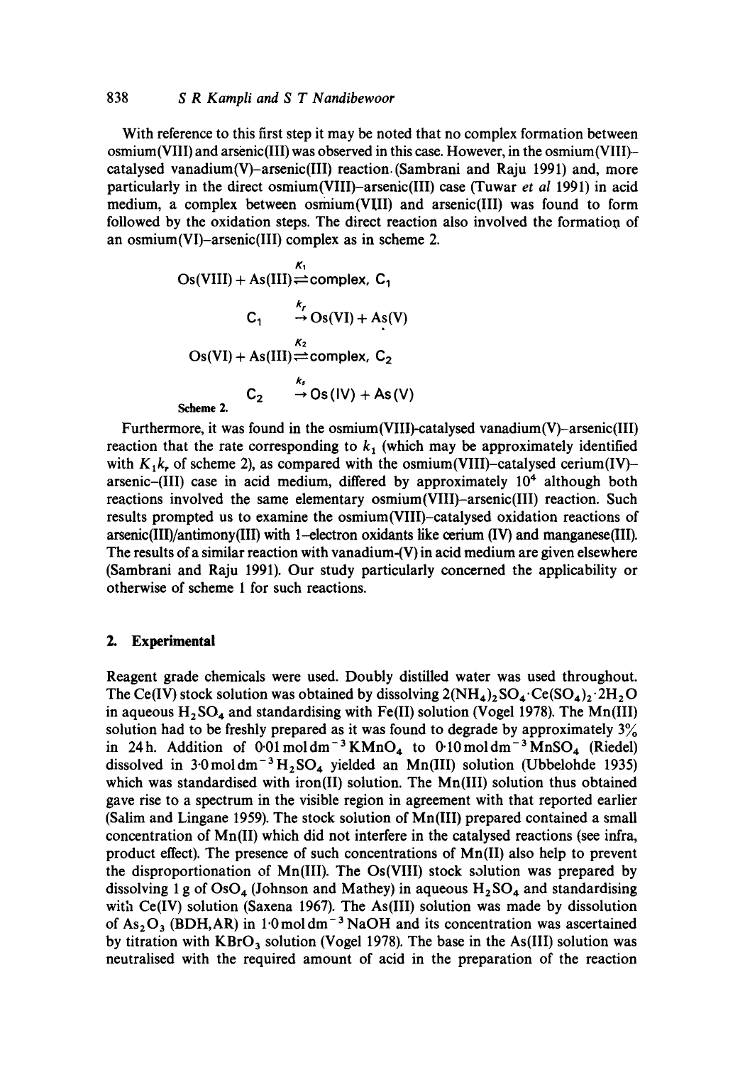With reference to this first step it may be noted that no complex formation between osmium(VIII) and arsenic(III) was observed in this case. However, in the osmium(VIII)–catalysed vanadium(V)–arsenic(III) reaction (Sambrani and Raju 1991) and, more particularly in the direct osmium(VIII)–arsenic(III) case (Tuwar *et al* 1991) in acid medium, a complex between osmium(VIII) and arsenic(III) was found to form followed by the oxidation steps. The direct reaction also involved the formation of an osmium(VI)–arsenic(III) complex as in scheme 2.

$$\mathrm{Os(VIII)} + \mathrm{As(III)} \overset{K_1}{\rightleftharpoons} \text{complex, } C_1$$

$$C_1 \overset{k_r}{\rightarrow} \mathrm{Os(VI)} + \mathrm{As(V)}$$

$$\mathrm{Os(VI)} + \mathrm{As(III)} \overset{K_2}{\rightleftharpoons} \text{complex, } C_2$$

$$C_2 \overset{k_s}{\rightarrow} \mathrm{Os(IV)} + \mathrm{As(V)}$$

**Scheme 2.**

Furthermore, it was found in the osmium(VIII)-catalysed vanadium(V)–arsenic(III) reaction that the rate corresponding to $k_1$ (which may be approximately identified with $K_1 k_r$ of scheme 2), as compared with the osmium(VIII)–catalysed cerium(IV)–arsenic–(III) case in acid medium, differed by approximately $10^4$ although both reactions involved the same elementary osmium(VIII)–arsenic(III) reaction. Such results prompted us to examine the osmium(VIII)-catalysed oxidation reactions of arsenic(III)/antimony(III) with 1–electron oxidants like cerium (IV) and manganese(III). The results of a similar reaction with vanadium-(V) in acid medium are given elsewhere (Sambrani and Raju 1991). Our study particularly concerned the applicability or otherwise of scheme 1 for such reactions.

## 2. Experimental

Reagent grade chemicals were used. Doubly distilled water was used throughout. The Ce(IV) stock solution was obtained by dissolving $2(NH_4)_2SO_4 \cdot Ce(SO_4)_2 \cdot 2H_2O$ in aqueous $H_2SO_4$ and standardising with Fe(II) solution (Vogel 1978). The Mn(III) solution had to be freshly prepared as it was found to degrade by approximately 3% in 24 h. Addition of $0.01\,\mathrm{mol\,dm^{-3}}$ $KMnO_4$ to $0.10\,\mathrm{mol\,dm^{-3}}$ $MnSO_4$ (Riedel) dissolved in $3.0\,\mathrm{mol\,dm^{-3}}$ $H_2SO_4$ yielded an Mn(III) solution (Ubbelohde 1935) which was standardised with iron(II) solution. The Mn(III) solution thus obtained gave rise to a spectrum in the visible region in agreement with that reported earlier (Salim and Lingane 1959). The stock solution of Mn(III) prepared contained a small concentration of Mn(II) which did not interfere in the catalysed reactions (see infra, product effect). The presence of such concentrations of Mn(II) also help to prevent the disproportionation of Mn(III). The Os(VIII) stock solution was prepared by dissolving 1 g of $OsO_4$ (Johnson and Mathey) in aqueous $H_2SO_4$ and standardising with Ce(IV) solution (Saxena 1967). The As(III) solution was made by dissolution of $As_2O_3$ (BDH, AR) in $1.0\,\mathrm{mol\,dm^{-3}}$ NaOH and its concentration was ascertained by titration with $KBrO_3$ solution (Vogel 1978). The base in the As(III) solution was neutralised with the required amount of acid in the preparation of the reaction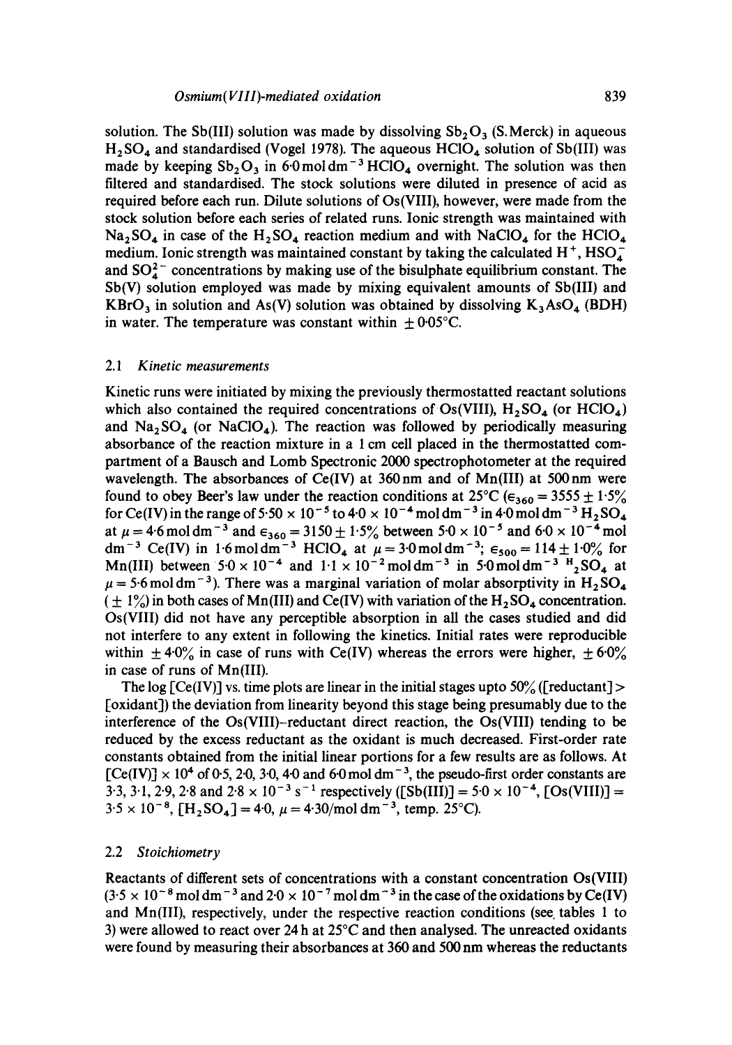solution. The Sb(III) solution was made by dissolving $Sb_2O_3$ (S.Merck) in aqueous $H_2SO_4$ and standardised (Vogel 1978). The aqueous $HClO_4$ solution of Sb(III) was made by keeping $Sb_2O_3$ in 6·0 mol dm$^{-3}$ $HClO_4$ overnight. The solution was then filtered and standardised. The stock solutions were diluted in presence of acid as required before each run. Dilute solutions of Os(VIII), however, were made from the stock solution before each series of related runs. Ionic strength was maintained with $Na_2SO_4$ in case of the $H_2SO_4$ reaction medium and with $NaClO_4$ for the $HClO_4$ medium. Ionic strength was maintained constant by taking the calculated $H^+$, $HSO_4^-$ and $SO_4^{2-}$ concentrations by making use of the bisulphate equilibrium constant. The Sb(V) solution employed was made by mixing equivalent amounts of Sb(III) and $KBrO_3$ in solution and As(V) solution was obtained by dissolving $K_3AsO_4$ (BDH) in water. The temperature was constant within $\pm$ 0·05°C.

### 2.1 *Kinetic measurements*

Kinetic runs were initiated by mixing the previously thermostatted reactant solutions which also contained the required concentrations of Os(VIII), $H_2SO_4$ (or $HClO_4$) and $Na_2SO_4$ (or $NaClO_4$). The reaction was followed by periodically measuring absorbance of the reaction mixture in a 1 cm cell placed in the thermostatted compartment of a Bausch and Lomb Spectronic 2000 spectrophotometer at the required wavelength. The absorbances of Ce(IV) at 360 nm and of Mn(III) at 500 nm were found to obey Beer's law under the reaction conditions at 25°C ($\epsilon_{360} = 3555 \pm 1·5\%$ for Ce(IV) in the range of $5·50 \times 10^{-5}$ to $4·0 \times 10^{-4}$ mol dm$^{-3}$ in 4·0 mol dm$^{-3}$ $H_2SO_4$ at $\mu = 4·6$ mol dm$^{-3}$ and $\epsilon_{360} = 3150 \pm 1·5\%$ between $5·0 \times 10^{-5}$ and $6·0 \times 10^{-4}$ mol dm$^{-3}$ Ce(IV) in 1·6 mol dm$^{-3}$ $HClO_4$ at $\mu = 3·0$ mol dm$^{-3}$; $\epsilon_{500} = 114 \pm 1·0\%$ for Mn(III) between $5·0 \times 10^{-4}$ and $1·1 \times 10^{-2}$ mol dm$^{-3}$ in 5·0 mol dm$^{-3}$ $H_2SO_4$ at $\mu = 5·6$ mol dm$^{-3}$). There was a marginal variation of molar absorptivity in $H_2SO_4$ ($\pm$ 1%) in both cases of Mn(III) and Ce(IV) with variation of the $H_2SO_4$ concentration. Os(VIII) did not have any perceptible absorption in all the cases studied and did not interfere to any extent in following the kinetics. Initial rates were reproducible within $\pm$ 4·0% in case of runs with Ce(IV) whereas the errors were higher, $\pm$ 6·0% in case of runs of Mn(III).

The log [Ce(IV)] vs. time plots are linear in the initial stages upto 50% ([reductant] > [oxidant]) the deviation from linearity beyond this stage being presumably due to the interference of the Os(VIII)–reductant direct reaction, the Os(VIII) tending to be reduced by the excess reductant as the oxidant is much decreased. First-order rate constants obtained from the initial linear portions for a few results are as follows. At [Ce(IV)] $\times 10^4$ of 0·5, 2·0, 3·0, 4·0 and 6·0 mol dm$^{-3}$, the pseudo-first order constants are 3·3, 3·1, 2·9, 2·8 and 2·8 $\times 10^{-3}$ s$^{-1}$ respectively ([Sb(III)] = $5·0 \times 10^{-4}$, [Os(VIII)] = $3·5 \times 10^{-8}$, [$H_2SO_4$] = 4·0, $\mu$ = 4·30/mol dm$^{-3}$, temp. 25°C).

### 2.2 *Stoichiometry*

Reactants of different sets of concentrations with a constant concentration Os(VIII) ($3·5 \times 10^{-8}$ mol dm$^{-3}$ and $2·0 \times 10^{-7}$ mol dm$^{-3}$ in the case of the oxidations by Ce(IV) and Mn(III), respectively, under the respective reaction conditions (see tables 1 to 3) were allowed to react over 24 h at 25°C and then analysed. The unreacted oxidants were found by measuring their absorbances at 360 and 500 nm whereas the reductants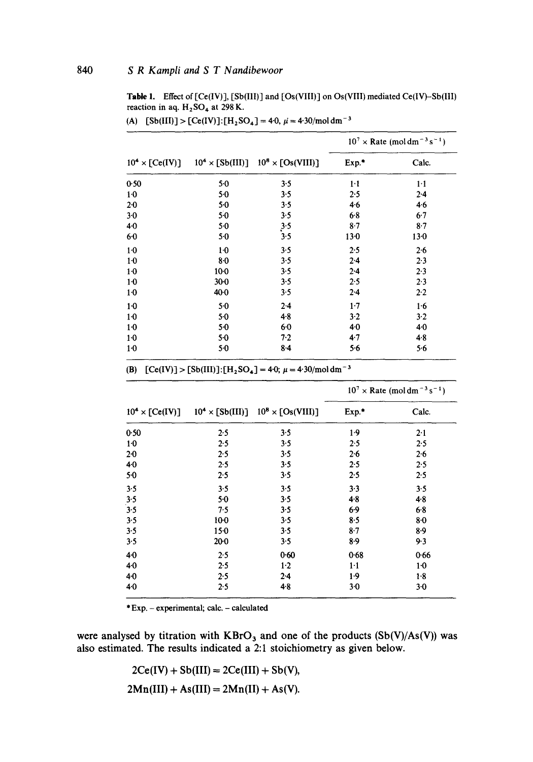**Table 1.** Effect of [Ce(IV)], [Sb(III)] and [Os(VIII)] on Os(VIII) mediated Ce(IV)–Sb(III) reaction in aq. $H_2SO_4$ at 298 K.

(A) [Sb(III)] > [Ce(IV)]: $[H_2SO_4] = 4{\cdot}0$, $\mu = 4{\cdot}30$/mol dm$^{-3}$

| $10^4 \times$ [Ce(IV)] | $10^4 \times$ [Sb(III)] | $10^8 \times$ [Os(VIII)] | $10^7 \times$ Rate (mol dm$^{-3}$ s$^{-1}$) | |
|---|---|---|---|---|
| | | | Exp.* | Calc. |
| 0·50 | 5·0 | 3·5 | 1·1 | 1·1 |
| 1·0 | 5·0 | 3·5 | 2·5 | 2·4 |
| 2·0 | 5·0 | 3·5 | 4·6 | 4·6 |
| 3·0 | 5·0 | 3·5 | 6·8 | 6·7 |
| 4·0 | 5·0 | 3·5 | 8·7 | 8·7 |
| 6·0 | 5·0 | 3·5 | 13·0 | 13·0 |
| 1·0 | 1·0 | 3·5 | 2·5 | 2·6 |
| 1·0 | 8·0 | 3·5 | 2·4 | 2·3 |
| 1·0 | 10·0 | 3·5 | 2·4 | 2·3 |
| 1·0 | 30·0 | 3·5 | 2·5 | 2·3 |
| 1·0 | 40·0 | 3·5 | 2·4 | 2·2 |
| 1·0 | 5·0 | 2·4 | 1·7 | 1·6 |
| 1·0 | 5·0 | 4·8 | 3·2 | 3·2 |
| 1·0 | 5·0 | 6·0 | 4·0 | 4·0 |
| 1·0 | 5·0 | 7·2 | 4·7 | 4·8 |
| 1·0 | 5·0 | 8·4 | 5·6 | 5·6 |

(B) [Ce(IV)] > [Sb(III)]: $[H_2SO_4] = 4{\cdot}0$; $\mu = 4{\cdot}30$/mol dm$^{-3}$

| $10^4 \times$ [Ce(IV)] | $10^4 \times$ [Sb(III)] | $10^8 \times$ [Os(VIII)] | $10^7 \times$ Rate (mol dm$^{-3}$ s$^{-1}$) | |
|---|---|---|---|---|
| | | | Exp.* | Calc. |
| 0·50 | 2·5 | 3·5 | 1·9 | 2·1 |
| 1·0 | 2·5 | 3·5 | 2·5 | 2·5 |
| 2·0 | 2·5 | 3·5 | 2·6 | 2·6 |
| 4·0 | 2·5 | 3·5 | 2·5 | 2·5 |
| 5·0 | 2·5 | 3·5 | 2·5 | 2·5 |
| 3·5 | 3·5 | 3·5 | 3·3 | 3·5 |
| 3·5 | 5·0 | 3·5 | 4·8 | 4·8 |
| 3·5 | 7·5 | 3·5 | 6·9 | 6·8 |
| 3·5 | 10·0 | 3·5 | 8·5 | 8·0 |
| 3·5 | 15·0 | 3·5 | 8·7 | 8·9 |
| 3·5 | 20·0 | 3·5 | 8·9 | 9·3 |
| 4·0 | 2·5 | 0·60 | 0·68 | 0·66 |
| 4·0 | 2·5 | 1·2 | 1·1 | 1·0 |
| 4·0 | 2·5 | 2·4 | 1·9 | 1·8 |
| 4·0 | 2·5 | 4·8 | 3·0 | 3·0 |

*Exp. – experimental; calc. – calculated

were analysed by titration with $KBrO_3$ and one of the products (Sb(V)/As(V)) was also estimated. The results indicated a 2:1 stoichiometry as given below.

$$2\text{Ce(IV)} + \text{Sb(III)} = 2\text{Ce(III)} + \text{Sb(V)},$$

$$2\text{Mn(III)} + \text{As(III)} = 2\text{Mn(II)} + \text{As(V)}.$$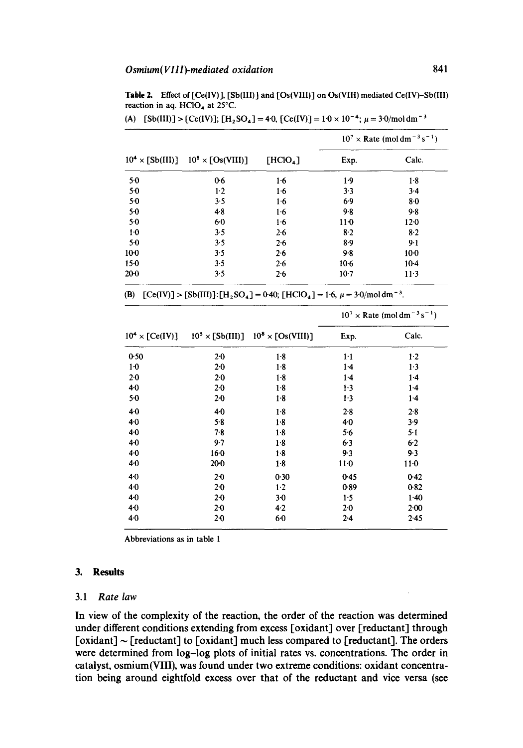**Table 2.** Effect of [Ce(IV)], [Sb(III)] and [Os(VIII)] on Os(VIII) mediated Ce(IV)–Sb(III) reaction in aq. $HClO_4$ at 25°C.

(A) [Sb(III)] > [Ce(IV)]; $[H_2SO_4] = 4{\cdot}0$, $[Ce(IV)] = 1{\cdot}0 \times 10^{-4}$; $\mu = 3{\cdot}0/\text{mol dm}^{-3}$

| | | | $10^7 \times$ Rate (mol dm$^{-3}$ s$^{-1}$) | |
|---|---|---|---|---|
| $10^4 \times$ [Sb(III)] | $10^8 \times$ [Os(VIII)] | $[HClO_4]$ | Exp. | Calc. |
| 5·0 | 0·6 | 1·6 | 1·9 | 1·8 |
| 5·0 | 1·2 | 1·6 | 3·3 | 3·4 |
| 5·0 | 3·5 | 1·6 | 6·9 | 8·0 |
| 5·0 | 4·8 | 1·6 | 9·8 | 9·8 |
| 5·0 | 6·0 | 1·6 | 11·0 | 12·0 |
| 1·0 | 3·5 | 2·6 | 8·2 | 8·2 |
| 5·0 | 3·5 | 2·6 | 8·9 | 9·1 |
| 10·0 | 3·5 | 2·6 | 9·8 | 10·0 |
| 15·0 | 3·5 | 2·6 | 10·6 | 10·4 |
| 20·0 | 3·5 | 2·6 | 10·7 | 11·3 |

(B) [Ce(IV)] > [Sb(III)]: $[H_2SO_4] = 0{\cdot}40$; $[HClO_4] = 1{\cdot}6$, $\mu = 3{\cdot}0/\text{mol dm}^{-3}$.

| | | | $10^7 \times$ Rate (mol dm$^{-3}$ s$^{-1}$) | |
|---|---|---|---|---|
| $10^4 \times$ [Ce(IV)] | $10^5 \times$ [Sb(III)] | $10^8 \times$ [Os(VIII)] | Exp. | Calc. |
| 0·50 | 2·0 | 1·8 | 1·1 | 1·2 |
| 1·0 | 2·0 | 1·8 | 1·4 | 1·3 |
| 2·0 | 2·0 | 1·8 | 1·4 | 1·4 |
| 4·0 | 2·0 | 1·8 | 1·3 | 1·4 |
| 5·0 | 2·0 | 1·8 | 1·3 | 1·4 |
| 4·0 | 4·0 | 1·8 | 2·8 | 2·8 |
| 4·0 | 5·8 | 1·8 | 4·0 | 3·9 |
| 4·0 | 7·8 | 1·8 | 5·6 | 5·1 |
| 4·0 | 9·7 | 1·8 | 6·3 | 6·2 |
| 4·0 | 16·0 | 1·8 | 9·3 | 9·3 |
| 4·0 | 20·0 | 1·8 | 11·0 | 11·0 |
| 4·0 | 2·0 | 0·30 | 0·45 | 0·42 |
| 4·0 | 2·0 | 1·2 | 0·89 | 0·82 |
| 4·0 | 2·0 | 3·0 | 1·5 | 1·40 |
| 4·0 | 2·0 | 4·2 | 2·0 | 2·00 |
| 4·0 | 2·0 | 6·0 | 2·4 | 2·45 |

Abbreviations as in table 1

## 3. Results

### 3.1 *Rate law*

In view of the complexity of the reaction, the order of the reaction was determined under different conditions extending from excess [oxidant] over [reductant] through [oxidant] ~ [reductant] to [oxidant] much less compared to [reductant]. The orders were determined from log–log plots of initial rates vs. concentrations. The order in catalyst, osmium(VIII), was found under two extreme conditions: oxidant concentration being around eightfold excess over that of the reductant and vice versa (see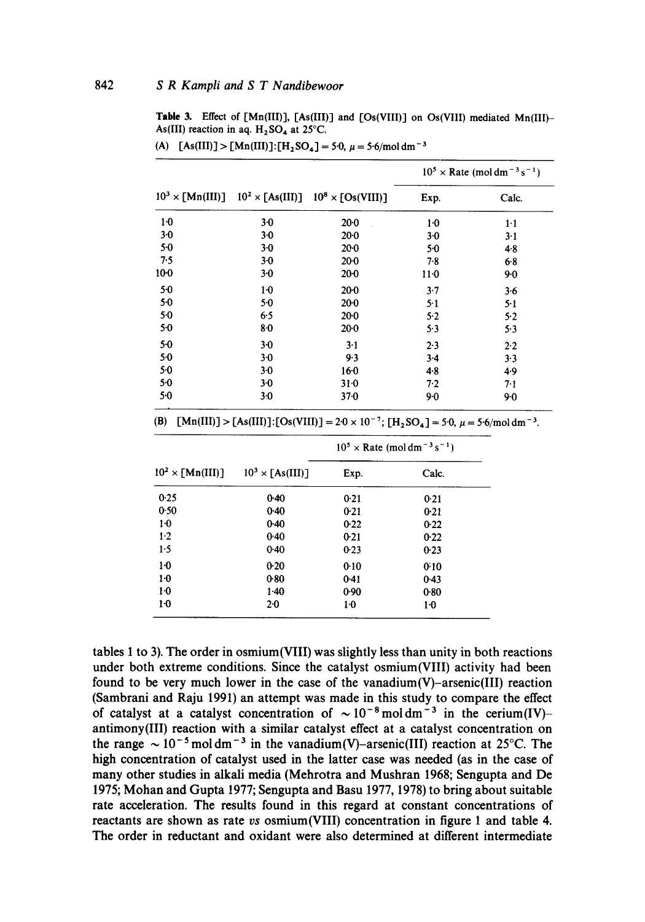**Table 3.** Effect of [Mn(III)], [As(III)] and [Os(VIII)] on Os(VIII) mediated Mn(III)–As(III) reaction in aq. $H_2SO_4$ at 25°C.

(A) [As(III)] > [Mn(III)]:[$H_2SO_4$] = 5·0, $\mu = 5{\cdot}6$/mol dm$^{-3}$

| $10^3 \times$ [Mn(III)] | $10^2 \times$ [As(III)] | $10^8 \times$ [Os(VIII)] | $10^5 \times$ Rate (mol dm$^{-3}$ s$^{-1}$) | |
|---|---|---|---|---|
| | | | Exp. | Calc. |
| 1·0 | 3·0 | 20·0 | 1·0 | 1·1 |
| 3·0 | 3·0 | 20·0 | 3·0 | 3·1 |
| 5·0 | 3·0 | 20·0 | 5·0 | 4·8 |
| 7·5 | 3·0 | 20·0 | 7·8 | 6·8 |
| 10·0 | 3·0 | 20·0 | 11·0 | 9·0 |
| 5·0 | 1·0 | 20·0 | 3·7 | 3·6 |
| 5·0 | 5·0 | 20·0 | 5·1 | 5·1 |
| 5·0 | 6·5 | 20·0 | 5·2 | 5·2 |
| 5·0 | 8·0 | 20·0 | 5·3 | 5·3 |
| 5·0 | 3·0 | 3·1 | 2·3 | 2·2 |
| 5·0 | 3·0 | 9·3 | 3·4 | 3·3 |
| 5·0 | 3·0 | 16·0 | 4·8 | 4·9 |
| 5·0 | 3·0 | 31·0 | 7·2 | 7·1 |
| 5·0 | 3·0 | 37·0 | 9·0 | 9·0 |

(B) [Mn(III)] > [As(III)]:[Os(VIII)] = $2{\cdot}0 \times 10^{-7}$; [$H_2SO_4$] = 5·0, $\mu = 5{\cdot}6$/mol dm$^{-3}$.

| $10^2 \times$ [Mn(III)] | $10^3 \times$ [As(III)] | $10^5 \times$ Rate (mol dm$^{-3}$ s$^{-1}$) | |
|---|---|---|---|
| | | Exp. | Calc. |
| 0·25 | 0·40 | 0·21 | 0·21 |
| 0·50 | 0·40 | 0·21 | 0·21 |
| 1·0 | 0·40 | 0·22 | 0·22 |
| 1·2 | 0·40 | 0·21 | 0·22 |
| 1·5 | 0·40 | 0·23 | 0·23 |
| 1·0 | 0·20 | 0·10 | 0·10 |
| 1·0 | 0·80 | 0·41 | 0·43 |
| 1·0 | 1·40 | 0·90 | 0·80 |
| 1·0 | 2·0 | 1·0 | 1·0 |

tables 1 to 3). The order in osmium(VIII) was slightly less than unity in both reactions under both extreme conditions. Since the catalyst osmium(VIII) activity had been found to be very much lower in the case of the vanadium(V)–arsenic(III) reaction (Sambrani and Raju 1991) an attempt was made in this study to compare the effect of catalyst at a catalyst concentration of $\sim 10^{-8}$ mol dm$^{-3}$ in the cerium(IV)–antimony(III) reaction with a similar catalyst effect at a catalyst concentration on the range $\sim 10^{-5}$ mol dm$^{-3}$ in the vanadium(V)–arsenic(III) reaction at 25°C. The high concentration of catalyst used in the latter case was needed (as in the case of many other studies in alkali media (Mehrotra and Mushran 1968; Sengupta and De 1975; Mohan and Gupta 1977; Sengupta and Basu 1977, 1978) to bring about suitable rate acceleration. The results found in this regard at constant concentrations of reactants are shown as rate *vs* osmium(VIII) concentration in figure 1 and table 4. The order in reductant and oxidant were also determined at different intermediate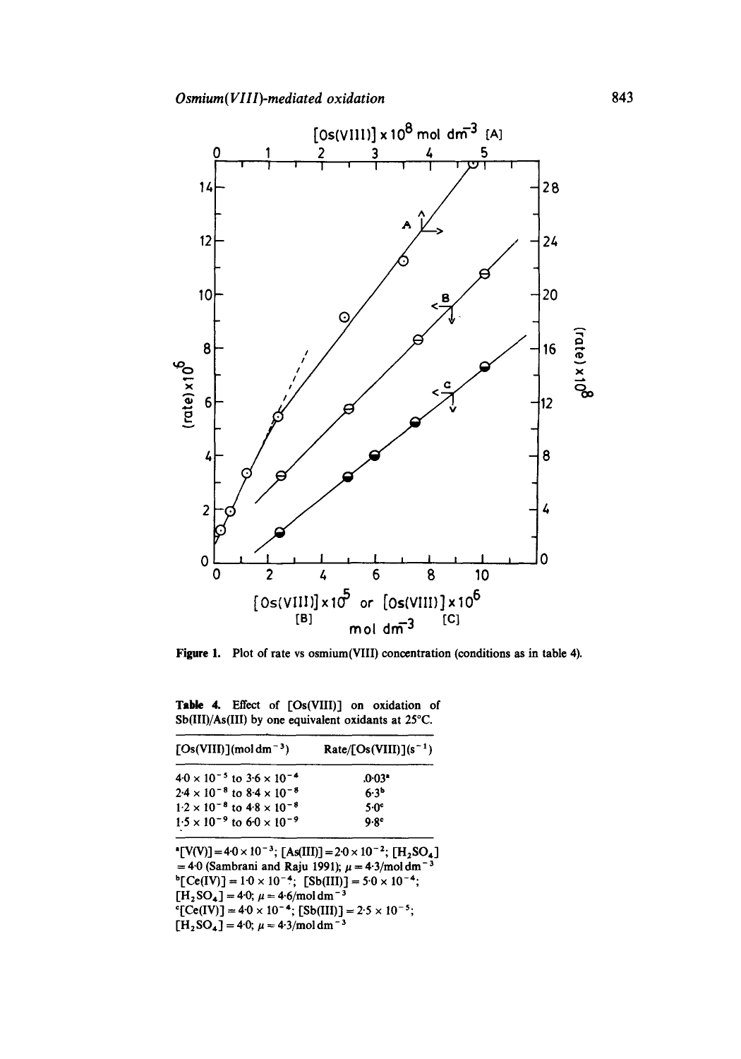Figure 1. Plot of rate vs osmium(VIII) concentration (conditions as in table 4).

Table 4. Effect of [Os(VIII)] on oxidation of Sb(III)/As(III) by one equivalent oxidants at 25°C.

| [Os(VIII)] (mol dm$^{-3}$) | Rate/[Os(VIII)] (s$^{-1}$) |
|---|---|
| $4.0 \times 10^{-5}$ to $3.6 \times 10^{-4}$ | .0.03[a] |
| $2.4 \times 10^{-8}$ to $8.4 \times 10^{-8}$ | 6.3[b] |
| $1.2 \times 10^{-8}$ to $4.8 \times 10^{-8}$ | 5.0[c] |
| $1.5 \times 10^{-9}$ to $6.0 \times 10^{-9}$ | 9.8[c] |

[a] [V(V)] = $4.0 \times 10^{-3}$; [As(III)] = $2.0 \times 10^{-2}$; [$H_2SO_4$] = 4.0 (Sambrani and Raju 1991); $\mu = 4.3$/mol dm$^{-3}$

[b] [Ce(IV)] = $1.0 \times 10^{-4}$; [Sb(III)] = $5.0 \times 10^{-4}$; [$H_2SO_4$] = 4.0; $\mu = 4.6$/mol dm$^{-3}$

[c] [Ce(IV)] = $4.0 \times 10^{-4}$; [Sb(III)] = $2.5 \times 10^{-5}$; [$H_2SO_4$] = 4.0; $\mu = 4.3$/mol dm$^{-3}$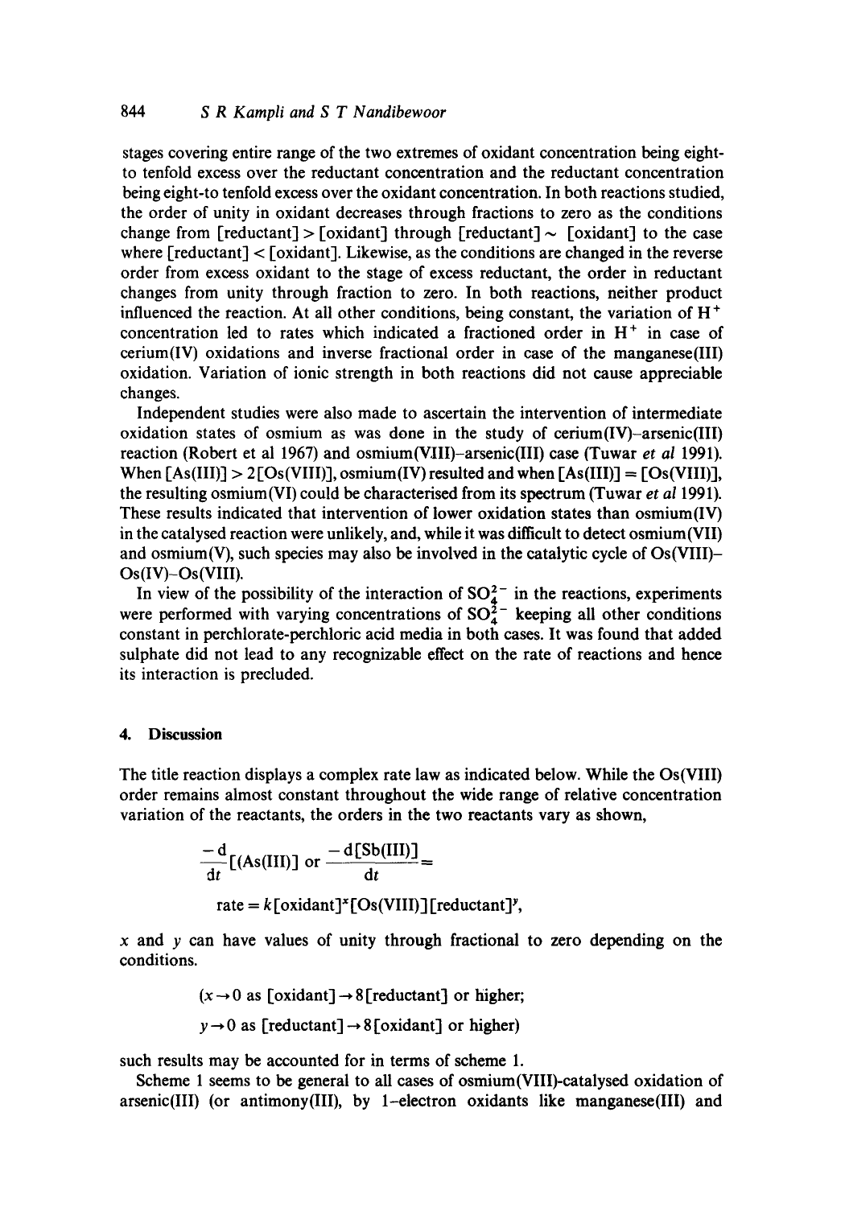stages covering entire range of the two extremes of oxidant concentration being eight- to tenfold excess over the reductant concentration and the reductant concentration being eight-to tenfold excess over the oxidant concentration. In both reactions studied, the order of unity in oxidant decreases through fractions to zero as the conditions change from [reductant] > [oxidant] through [reductant] ~ [oxidant] to the case where [reductant] < [oxidant]. Likewise, as the conditions are changed in the reverse order from excess oxidant to the stage of excess reductant, the order in reductant changes from unity through fraction to zero. In both reactions, neither product influenced the reaction. At all other conditions, being constant, the variation of $H^+$ concentration led to rates which indicated a fractioned order in $H^+$ in case of cerium(IV) oxidations and inverse fractional order in case of the manganese(III) oxidation. Variation of ionic strength in both reactions did not cause appreciable changes.

Independent studies were also made to ascertain the intervention of intermediate oxidation states of osmium as was done in the study of cerium(IV)–arsenic(III) reaction (Robert et al 1967) and osmium(VIII)–arsenic(III) case (Tuwar *et al* 1991). When [As(III)] > 2[Os(VIII)], osmium(IV) resulted and when [As(III)] = [Os(VIII)], the resulting osmium(VI) could be characterised from its spectrum (Tuwar *et al* 1991). These results indicated that intervention of lower oxidation states than osmium(IV) in the catalysed reaction were unlikely, and, while it was difficult to detect osmium(VII) and osmium(V), such species may also be involved in the catalytic cycle of Os(VIII)–Os(IV)–Os(VIII).

In view of the possibility of the interaction of $SO_4^{2-}$ in the reactions, experiments were performed with varying concentrations of $SO_4^{2-}$ keeping all other conditions constant in perchlorate-perchloric acid media in both cases. It was found that added sulphate did not lead to any recognizable effect on the rate of reactions and hence its interaction is precluded.

## 4. Discussion

The title reaction displays a complex rate law as indicated below. While the Os(VIII) order remains almost constant throughout the wide range of relative concentration variation of the reactants, the orders in the two reactants vary as shown,

$$\frac{-d}{dt}[(\mathrm{As(III)}] \text{ or } \frac{-d[\mathrm{Sb(III)}]}{dt} =$$

$$\text{rate} = k[\text{oxidant}]^x[\mathrm{Os(VIII)}][\text{reductant}]^y,$$

$x$ and $y$ can have values of unity through fractional to zero depending on the conditions.

$(x \to 0$ as [oxidant] $\to 8$[reductant] or higher;

$y \to 0$ as [reductant] $\to 8$[oxidant] or higher)

such results may be accounted for in terms of scheme 1.

Scheme 1 seems to be general to all cases of osmium(VIII)-catalysed oxidation of arsenic(III) (or antimony(III), by 1-electron oxidants like manganese(III) and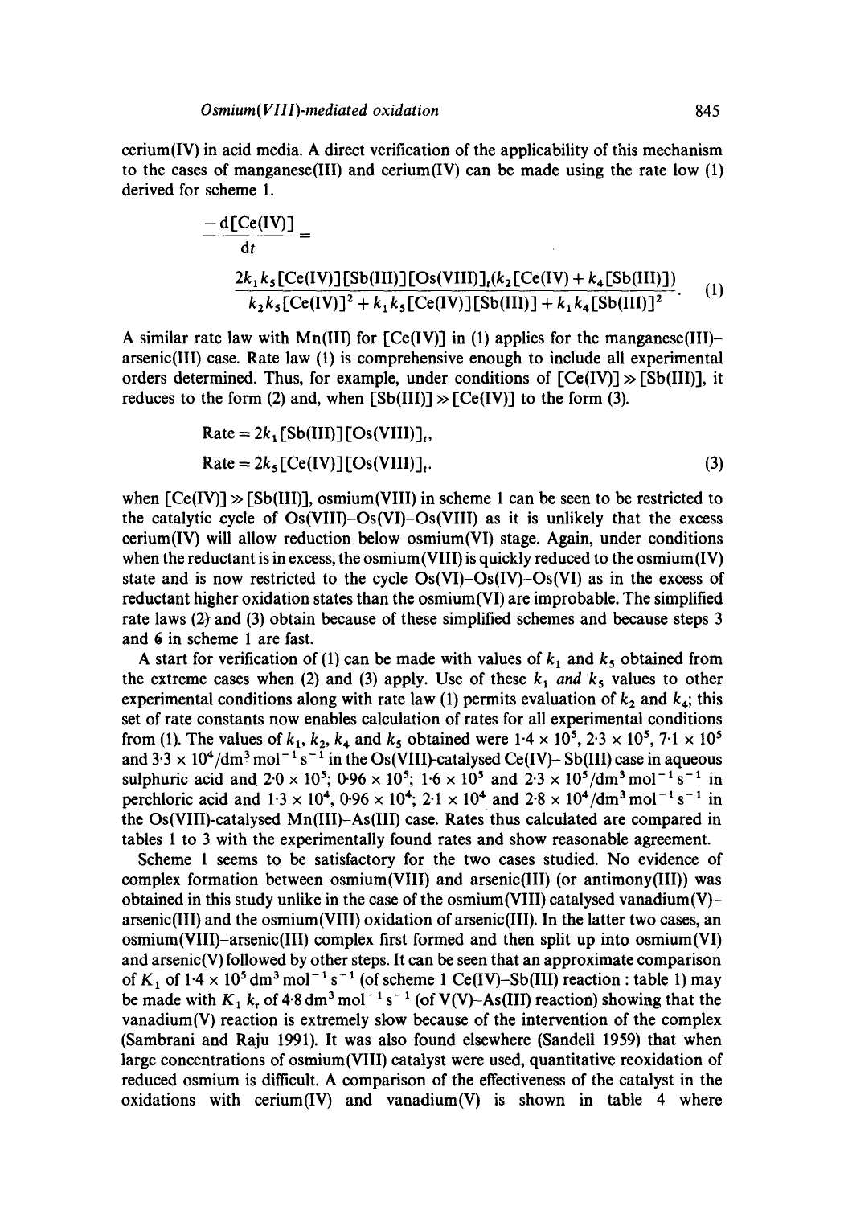cerium(IV) in acid media. A direct verification of the applicability of this mechanism to the cases of manganese(III) and cerium(IV) can be made using the rate low (1) derived for scheme 1.

$$\frac{-\mathrm{d}[\mathrm{Ce(IV)}]}{\mathrm{d}t} = \frac{2k_1k_5[\mathrm{Ce(IV)}][\mathrm{Sb(III)}][\mathrm{Os(VIII)}]_t(k_2[\mathrm{Ce(IV)} + k_4[\mathrm{Sb(III)}])}{k_2k_5[\mathrm{Ce(IV)}]^2 + k_1k_5[\mathrm{Ce(IV)}][\mathrm{Sb(III)}] + k_1k_4[\mathrm{Sb(III)}]^2}. \quad (1)$$

A similar rate law with Mn(III) for [Ce(IV)] in (1) applies for the manganese(III)–arsenic(III) case. Rate law (1) is comprehensive enough to include all experimental orders determined. Thus, for example, under conditions of [Ce(IV)] ≫ [Sb(III)], it reduces to the form (2) and, when [Sb(III)] ≫ [Ce(IV)] to the form (3).

$$\mathrm{Rate} = 2k_1[\mathrm{Sb(III)}][\mathrm{Os(VIII)}]_t,$$

$$\mathrm{Rate} = 2k_5[\mathrm{Ce(IV)}][\mathrm{Os(VIII)}]_t. \quad (3)$$

when [Ce(IV)] ≫ [Sb(III)], osmium(VIII) in scheme 1 can be seen to be restricted to the catalytic cycle of Os(VIII)–Os(VI)–Os(VIII) as it is unlikely that the excess cerium(IV) will allow reduction below osmium(VI) stage. Again, under conditions when the reductant is in excess, the osmium(VIII) is quickly reduced to the osmium(IV) state and is now restricted to the cycle Os(VI)–Os(IV)–Os(VI) as in the excess of reductant higher oxidation states than the osmium(VI) are improbable. The simplified rate laws (2) and (3) obtain because of these simplified schemes and because steps 3 and 6 in scheme 1 are fast.

A start for verification of (1) can be made with values of $k_1$ and $k_5$ obtained from the extreme cases when (2) and (3) apply. Use of these $k_1$ *and* $k_5$ values to other experimental conditions along with rate law (1) permits evaluation of $k_2$ and $k_4$; this set of rate constants now enables calculation of rates for all experimental conditions from (1). The values of $k_1$, $k_2$, $k_4$ and $k_5$ obtained were $1{\cdot}4 \times 10^5$, $2{\cdot}3 \times 10^5$, $7{\cdot}1 \times 10^5$ and $3{\cdot}3 \times 10^4$/dm$^3$ mol$^{-1}$ s$^{-1}$ in the Os(VIII)-catalysed Ce(IV)–Sb(III) case in aqueous sulphuric acid and $2{\cdot}0 \times 10^5$; $0{\cdot}96 \times 10^5$; $1{\cdot}6 \times 10^5$ and $2{\cdot}3 \times 10^5$/dm$^3$ mol$^{-1}$ s$^{-1}$ in perchloric acid and $1{\cdot}3 \times 10^4$, $0{\cdot}96 \times 10^4$; $2{\cdot}1 \times 10^4$ and $2{\cdot}8 \times 10^4$/dm$^3$ mol$^{-1}$ s$^{-1}$ in the Os(VIII)-catalysed Mn(III)–As(III) case. Rates thus calculated are compared in tables 1 to 3 with the experimentally found rates and show reasonable agreement.

Scheme 1 seems to be satisfactory for the two cases studied. No evidence of complex formation between osmium(VIII) and arsenic(III) (or antimony(III)) was obtained in this study unlike in the case of the osmium(VIII) catalysed vanadium(V)–arsenic(III) and the osmium(VIII) oxidation of arsenic(III). In the latter two cases, an osmium(VIII)–arsenic(III) complex first formed and then split up into osmium(VI) and arsenic(V) followed by other steps. It can be seen that an approximate comparison of $K_1$ of $1{\cdot}4 \times 10^5$ dm$^3$ mol$^{-1}$ s$^{-1}$ (of scheme 1 Ce(IV)–Sb(III) reaction : table 1) may be made with $K_1$ $k_r$ of $4{\cdot}8$ dm$^3$ mol$^{-1}$ s$^{-1}$ (of V(V)–As(III) reaction) showing that the vanadium(V) reaction is extremely slow because of the intervention of the complex (Sambrani and Raju 1991). It was also found elsewhere (Sandell 1959) that when large concentrations of osmium(VIII) catalyst were used, quantitative reoxidation of reduced osmium is difficult. A comparison of the effectiveness of the catalyst in the oxidations with cerium(IV) and vanadium(V) is shown in table 4 where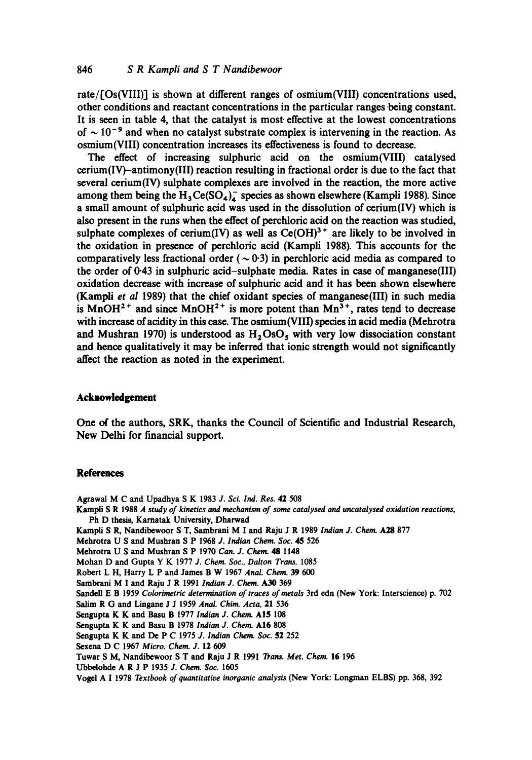rate/[Os(VIII)] is shown at different ranges of osmium(VIII) concentrations used, other conditions and reactant concentrations in the particular ranges being constant. It is seen in table 4, that the catalyst is most effective at the lowest concentrations of $\sim 10^{-9}$ and when no catalyst substrate complex is intervening in the reaction. As osmium(VIII) concentration increases its effectiveness is found to decrease.

The effect of increasing sulphuric acid on the osmium(VIII) catalysed cerium(IV)–antimony(III) reaction resulting in fractional order is due to the fact that several cerium(IV) sulphate complexes are involved in the reaction, the more active among them being the $H_3Ce(SO_4)_4^-$ species as shown elsewhere (Kampli 1988). Since a small amount of sulphuric acid was used in the dissolution of cerium(IV) which is also present in the runs when the effect of perchloric acid on the reaction was studied, sulphate complexes of cerium(IV) as well as $Ce(OH)^{3+}$ are likely to be involved in the oxidation in presence of perchloric acid (Kampli 1988). This accounts for the comparatively less fractional order ($\sim 0{\cdot}3$) in perchloric acid media as compared to the order of 0·43 in sulphuric acid–sulphate media. Rates in case of manganese(III) oxidation decrease with increase of sulphuric acid and it has been shown elsewhere (Kampli *et al* 1989) that the chief oxidant species of manganese(III) in such media is $MnOH^{2+}$ and since $MnOH^{2+}$ is more potent than $Mn^{3+}$, rates tend to decrease with increase of acidity in this case. The osmium(VIII) species in acid media (Mehrotra and Mushran 1970) is understood as $H_2OsO_5$ with very low dissociation constant and hence qualitatively it may be inferred that ionic strength would not significantly affect the reaction as noted in the experiment.

## Acknowledgement

One of the authors, SRK, thanks the Council of Scientific and Industrial Research, New Delhi for financial support.

## References

Agrawal M C and Upadhya S K 1983 *J. Sci. Ind. Res.* **42** 508

Kampli S R 1988 *A study of kinetics and mechanism of some catalysed and uncatalysed oxidation reactions*, Ph D thesis, Karnatak University, Dharwad

Kampli S R, Nandibewoor S T, Sambrani M I and Raju J R 1989 *Indian J. Chem.* **A28** 877

Mehrotra U S and Mushran S P 1968 *J. Indian Chem. Soc.* **45** 526

Mehrotra U S and Mushran S P 1970 *Can. J. Chem.* **48** 1148

Mohan D and Gupta Y K 1977 *J. Chem. Soc., Dalton Trans.* 1085

Robert L H, Harry L P and James B W 1967 *Anal. Chem.* **39** 600

Sambrani M I and Raju J R 1991 *Indian J. Chem.* **A30** 369

Sandell E B 1959 *Colorimetric determination of traces of metals* 3rd edn (New York: Interscience) p. 702

Salim R G and Lingane J J 1959 *Anal. Chim. Acta*, **21** 536

Sengupta K K and Basu B 1977 *Indian J. Chem.* **A15** 108

Sengupta K K and Basu B 1978 *Indian J. Chem.* **A16** 808

Sengupta K K and De P C 1975 *J. Indian Chem. Soc.* **52** 252

Sexena D C 1967 *Micro. Chem. J.* **12** 609

Tuwar S M, Nandibewoor S T and Raju J R 1991 *Trans. Met. Chem.* **16** 196

Ubbelohde A R J P 1935 *J. Chem. Soc.* 1605

Vogel A I 1978 *Textbook of quantitative inorganic analysis* (New York: Longman ELBS) pp. 368, 392